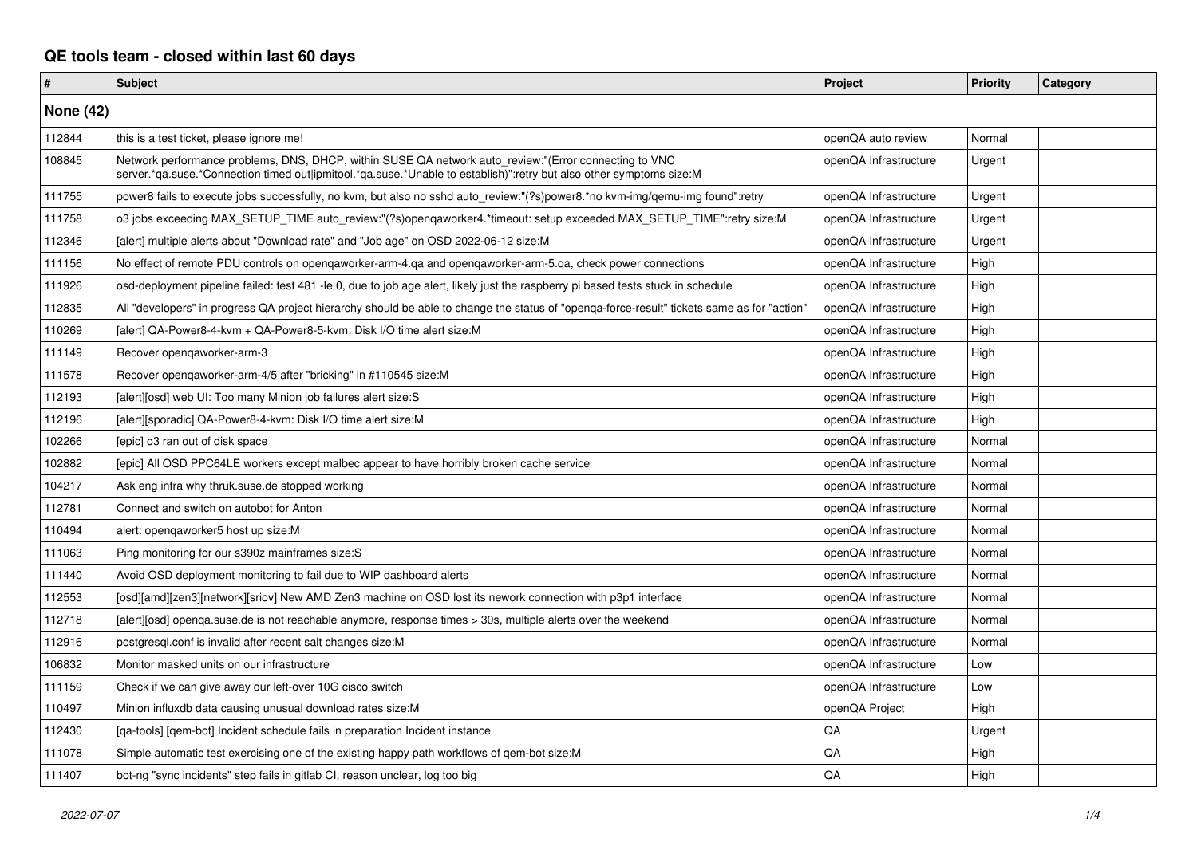# QE tools team - closed within last 60 days

| # | Subject | Project | Priority | Category |
|---|---|---|---|---|
| **None (42)** | | | | |
| 112844 | this is a test ticket, please ignore me! | openQA auto review | Normal | |
| 108845 | Network performance problems, DNS, DHCP, within SUSE QA network auto_review:"(Error connecting to VNC server.*qa.suse.*Connection timed out\|ipmitool.*qa.suse.*Unable to establish)":retry but also other symptoms size:M | openQA Infrastructure | Urgent | |
| 111755 | power8 fails to execute jobs successfully, no kvm, but also no sshd auto_review:"(?s)power8.*no kvm-img/qemu-img found":retry | openQA Infrastructure | Urgent | |
| 111758 | o3 jobs exceeding MAX_SETUP_TIME auto_review:"(?s)openqaworker4.*timeout: setup exceeded MAX_SETUP_TIME":retry size:M | openQA Infrastructure | Urgent | |
| 112346 | [alert] multiple alerts about "Download rate" and "Job age" on OSD 2022-06-12 size:M | openQA Infrastructure | Urgent | |
| 111156 | No effect of remote PDU controls on openqaworker-arm-4.qa and openqaworker-arm-5.qa, check power connections | openQA Infrastructure | High | |
| 111926 | osd-deployment pipeline failed: test 481 -le 0, due to job age alert, likely just the raspberry pi based tests stuck in schedule | openQA Infrastructure | High | |
| 112835 | All "developers" in progress QA project hierarchy should be able to change the status of "openqa-force-result" tickets same as for "action" | openQA Infrastructure | High | |
| 110269 | [alert] QA-Power8-4-kvm + QA-Power8-5-kvm: Disk I/O time alert size:M | openQA Infrastructure | High | |
| 111149 | Recover openqaworker-arm-3 | openQA Infrastructure | High | |
| 111578 | Recover openqaworker-arm-4/5 after "bricking" in #110545 size:M | openQA Infrastructure | High | |
| 112193 | [alert][osd] web UI: Too many Minion job failures alert size:S | openQA Infrastructure | High | |
| 112196 | [alert][sporadic] QA-Power8-4-kvm: Disk I/O time alert size:M | openQA Infrastructure | High | |
| 102266 | [epic] o3 ran out of disk space | openQA Infrastructure | Normal | |
| 102882 | [epic] All OSD PPC64LE workers except malbec appear to have horribly broken cache service | openQA Infrastructure | Normal | |
| 104217 | Ask eng infra why thruk.suse.de stopped working | openQA Infrastructure | Normal | |
| 112781 | Connect and switch on autobot for Anton | openQA Infrastructure | Normal | |
| 110494 | alert: openqaworker5 host up size:M | openQA Infrastructure | Normal | |
| 111063 | Ping monitoring for our s390z mainframes size:S | openQA Infrastructure | Normal | |
| 111440 | Avoid OSD deployment monitoring to fail due to WIP dashboard alerts | openQA Infrastructure | Normal | |
| 112553 | [osd][amd][zen3][network][sriov] New AMD Zen3 machine on OSD lost its nework connection with p3p1 interface | openQA Infrastructure | Normal | |
| 112718 | [alert][osd] openqa.suse.de is not reachable anymore, response times > 30s, multiple alerts over the weekend | openQA Infrastructure | Normal | |
| 112916 | postgresql.conf is invalid after recent salt changes size:M | openQA Infrastructure | Normal | |
| 106832 | Monitor masked units on our infrastructure | openQA Infrastructure | Low | |
| 111159 | Check if we can give away our left-over 10G cisco switch | openQA Infrastructure | Low | |
| 110497 | Minion influxdb data causing unusual download rates size:M | openQA Project | High | |
| 112430 | [qa-tools] [qem-bot] Incident schedule fails in preparation Incident instance | QA | Urgent | |
| 111078 | Simple automatic test exercising one of the existing happy path workflows of qem-bot size:M | QA | High | |
| 111407 | bot-ng "sync incidents" step fails in gitlab CI, reason unclear, log too big | QA | High | |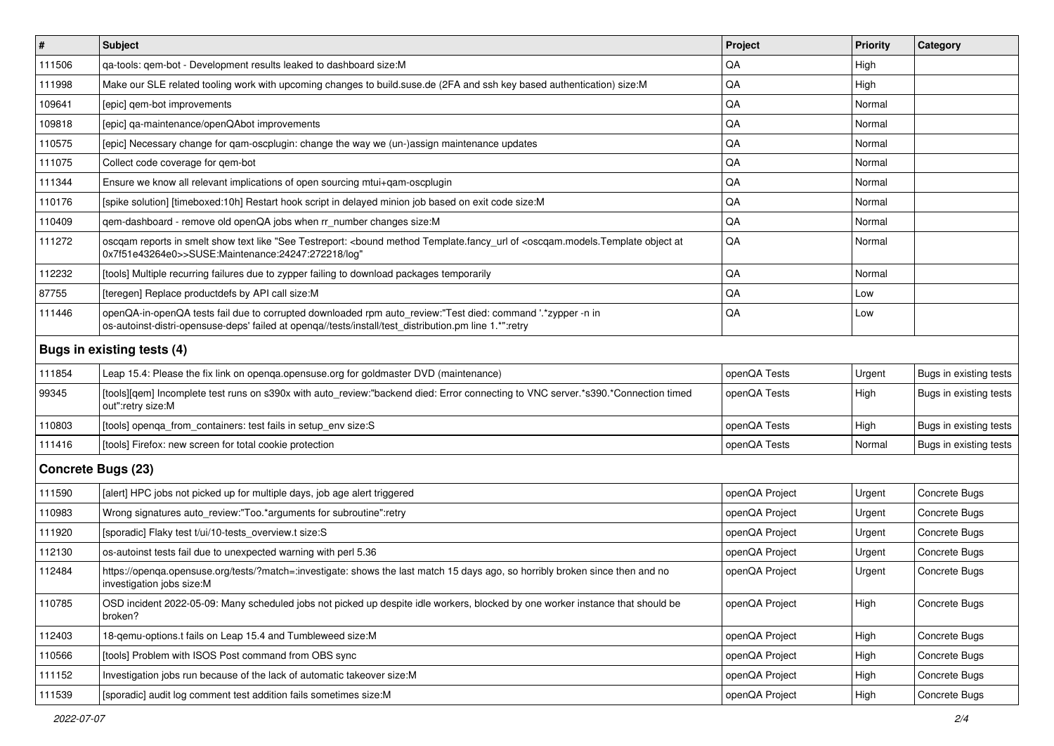| # | Subject | Project | Priority | Category |
| --- | --- | --- | --- | --- |
| 111506 | qa-tools: qem-bot - Development results leaked to dashboard size:M | QA | High | |
| 111998 | Make our SLE related tooling work with upcoming changes to build.suse.de (2FA and ssh key based authentication) size:M | QA | High | |
| 109641 | [epic] qem-bot improvements | QA | Normal | |
| 109818 | [epic] qa-maintenance/openQAbot improvements | QA | Normal | |
| 110575 | [epic] Necessary change for qam-oscplugin: change the way we (un-)assign maintenance updates | QA | Normal | |
| 111075 | Collect code coverage for qem-bot | QA | Normal | |
| 111344 | Ensure we know all relevant implications of open sourcing mtui+qam-oscplugin | QA | Normal | |
| 110176 | [spike solution] [timeboxed:10h] Restart hook script in delayed minion job based on exit code size:M | QA | Normal | |
| 110409 | qem-dashboard - remove old openQA jobs when rr_number changes size:M | QA | Normal | |
| 111272 | oscqam reports in smelt show text like "See Testreport: <bound method Template.fancy_url of <oscqam.models.Template object at 0x7f51e43264e0>>SUSE:Maintenance:24247:272218/log" | QA | Normal | |
| 112232 | [tools] Multiple recurring failures due to zypper failing to download packages temporarily | QA | Normal | |
| 87755 | [teregen] Replace productdefs by API call size:M | QA | Low | |
| 111446 | openQA-in-openQA tests fail due to corrupted downloaded rpm auto_review:"Test died: command '.*zypper -n in os-autoinst-distri-opensuse-deps' failed at openqa//tests/install/test_distribution.pm line 1.*":retry | QA | Low | |
| **Bugs in existing tests (4)** | | | | |
| 111854 | Leap 15.4: Please the fix link on openqa.opensuse.org for goldmaster DVD (maintenance) | openQA Tests | Urgent | Bugs in existing tests |
| 99345 | [tools][qem] Incomplete test runs on s390x with auto_review:"backend died: Error connecting to VNC server.*s390.*Connection timed out":retry size:M | openQA Tests | High | Bugs in existing tests |
| 110803 | [tools] openqa_from_containers: test fails in setup_env size:S | openQA Tests | High | Bugs in existing tests |
| 111416 | [tools] Firefox: new screen for total cookie protection | openQA Tests | Normal | Bugs in existing tests |
| **Concrete Bugs (23)** | | | | |
| 111590 | [alert] HPC jobs not picked up for multiple days, job age alert triggered | openQA Project | Urgent | Concrete Bugs |
| 110983 | Wrong signatures auto_review:"Too.*arguments for subroutine":retry | openQA Project | Urgent | Concrete Bugs |
| 111920 | [sporadic] Flaky test t/ui/10-tests_overview.t size:S | openQA Project | Urgent | Concrete Bugs |
| 112130 | os-autoinst tests fail due to unexpected warning with perl 5.36 | openQA Project | Urgent | Concrete Bugs |
| 112484 | https://openqa.opensuse.org/tests/?match=:investigate: shows the last match 15 days ago, so horribly broken since then and no investigation jobs size:M | openQA Project | Urgent | Concrete Bugs |
| 110785 | OSD incident 2022-05-09: Many scheduled jobs not picked up despite idle workers, blocked by one worker instance that should be broken? | openQA Project | High | Concrete Bugs |
| 112403 | 18-qemu-options.t fails on Leap 15.4 and Tumbleweed size:M | openQA Project | High | Concrete Bugs |
| 110566 | [tools] Problem with ISOS Post command from OBS sync | openQA Project | High | Concrete Bugs |
| 111152 | Investigation jobs run because of the lack of automatic takeover size:M | openQA Project | High | Concrete Bugs |
| 111539 | [sporadic] audit log comment test addition fails sometimes size:M | openQA Project | High | Concrete Bugs |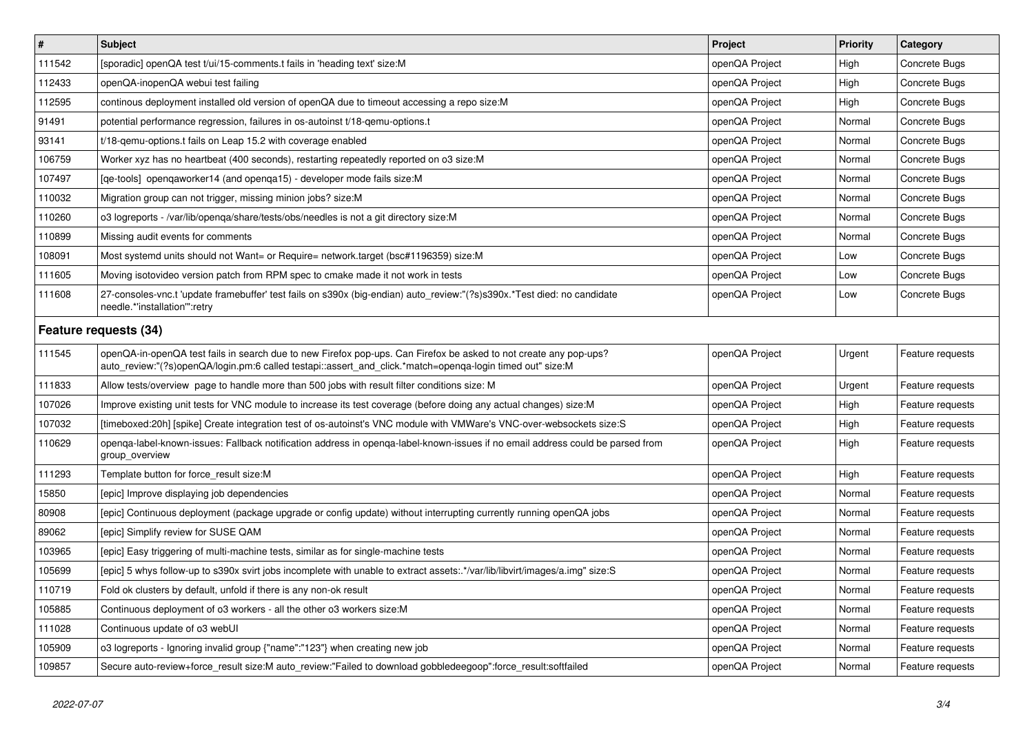| # | Subject | Project | Priority | Category |
|---|---|---|---|---|
| 111542 | [sporadic] openQA test t/ui/15-comments.t fails in 'heading text' size:M | openQA Project | High | Concrete Bugs |
| 112433 | openQA-inopenQA webui test failing | openQA Project | High | Concrete Bugs |
| 112595 | continous deployment installed old version of openQA due to timeout accessing a repo size:M | openQA Project | High | Concrete Bugs |
| 91491 | potential performance regression, failures in os-autoinst t/18-qemu-options.t | openQA Project | Normal | Concrete Bugs |
| 93141 | t/18-qemu-options.t fails on Leap 15.2 with coverage enabled | openQA Project | Normal | Concrete Bugs |
| 106759 | Worker xyz has no heartbeat (400 seconds), restarting repeatedly reported on o3 size:M | openQA Project | Normal | Concrete Bugs |
| 107497 | [qe-tools] openqaworker14 (and openqa15) - developer mode fails size:M | openQA Project | Normal | Concrete Bugs |
| 110032 | Migration group can not trigger, missing minion jobs? size:M | openQA Project | Normal | Concrete Bugs |
| 110260 | o3 logreports - /var/lib/openqa/share/tests/obs/needles is not a git directory size:M | openQA Project | Normal | Concrete Bugs |
| 110899 | Missing audit events for comments | openQA Project | Normal | Concrete Bugs |
| 108091 | Most systemd units should not Want= or Require= network.target (bsc#1196359) size:M | openQA Project | Low | Concrete Bugs |
| 111605 | Moving isotovideo version patch from RPM spec to cmake made it not work in tests | openQA Project | Low | Concrete Bugs |
| 111608 | 27-consoles-vnc.t 'update framebuffer' test fails on s390x (big-endian) auto_review:"(?s)s390x.*Test died: no candidate needle.*'installation'":retry | openQA Project | Low | Concrete Bugs |
| **Feature requests (34)** | | | | |
| 111545 | openQA-in-openQA test fails in search due to new Firefox pop-ups. Can Firefox be asked to not create any pop-ups? auto_review:"(?s)openQA/login.pm:6 called testapi::assert_and_click.*match=openqa-login timed out" size:M | openQA Project | Urgent | Feature requests |
| 111833 | Allow tests/overview page to handle more than 500 jobs with result filter conditions size: M | openQA Project | Urgent | Feature requests |
| 107026 | Improve existing unit tests for VNC module to increase its test coverage (before doing any actual changes) size:M | openQA Project | High | Feature requests |
| 107032 | [timeboxed:20h] [spike] Create integration test of os-autoinst's VNC module with VMWare's VNC-over-websockets size:S | openQA Project | High | Feature requests |
| 110629 | openqa-label-known-issues: Fallback notification address in openqa-label-known-issues if no email address could be parsed from group_overview | openQA Project | High | Feature requests |
| 111293 | Template button for force_result size:M | openQA Project | High | Feature requests |
| 15850 | [epic] Improve displaying job dependencies | openQA Project | Normal | Feature requests |
| 80908 | [epic] Continuous deployment (package upgrade or config update) without interrupting currently running openQA jobs | openQA Project | Normal | Feature requests |
| 89062 | [epic] Simplify review for SUSE QAM | openQA Project | Normal | Feature requests |
| 103965 | [epic] Easy triggering of multi-machine tests, similar as for single-machine tests | openQA Project | Normal | Feature requests |
| 105699 | [epic] 5 whys follow-up to s390x svirt jobs incomplete with unable to extract assets:.*/var/lib/libvirt/images/a.img" size:S | openQA Project | Normal | Feature requests |
| 110719 | Fold ok clusters by default, unfold if there is any non-ok result | openQA Project | Normal | Feature requests |
| 105885 | Continuous deployment of o3 workers - all the other o3 workers size:M | openQA Project | Normal | Feature requests |
| 111028 | Continuous update of o3 webUI | openQA Project | Normal | Feature requests |
| 105909 | o3 logreports - Ignoring invalid group {"name":"123"} when creating new job | openQA Project | Normal | Feature requests |
| 109857 | Secure auto-review+force_result size:M auto_review:"Failed to download gobbledeegoop":force_result:softfailed | openQA Project | Normal | Feature requests |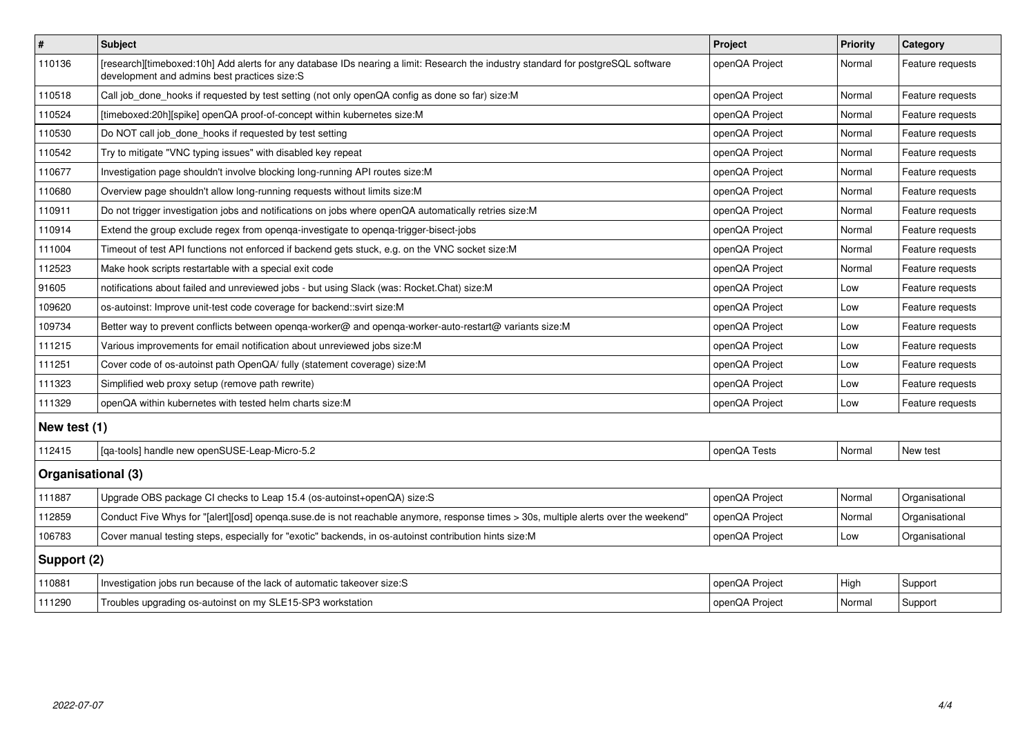| # | Subject | Project | Priority | Category |
| --- | --- | --- | --- | --- |
| 110136 | [research][timeboxed:10h] Add alerts for any database IDs nearing a limit: Research the industry standard for postgreSQL software development and admins best practices size:S | openQA Project | Normal | Feature requests |
| 110518 | Call job_done_hooks if requested by test setting (not only openQA config as done so far) size:M | openQA Project | Normal | Feature requests |
| 110524 | [timeboxed:20h][spike] openQA proof-of-concept within kubernetes size:M | openQA Project | Normal | Feature requests |
| 110530 | Do NOT call job_done_hooks if requested by test setting | openQA Project | Normal | Feature requests |
| 110542 | Try to mitigate "VNC typing issues" with disabled key repeat | openQA Project | Normal | Feature requests |
| 110677 | Investigation page shouldn't involve blocking long-running API routes size:M | openQA Project | Normal | Feature requests |
| 110680 | Overview page shouldn't allow long-running requests without limits size:M | openQA Project | Normal | Feature requests |
| 110911 | Do not trigger investigation jobs and notifications on jobs where openQA automatically retries size:M | openQA Project | Normal | Feature requests |
| 110914 | Extend the group exclude regex from openqa-investigate to openqa-trigger-bisect-jobs | openQA Project | Normal | Feature requests |
| 111004 | Timeout of test API functions not enforced if backend gets stuck, e.g. on the VNC socket size:M | openQA Project | Normal | Feature requests |
| 112523 | Make hook scripts restartable with a special exit code | openQA Project | Normal | Feature requests |
| 91605 | notifications about failed and unreviewed jobs - but using Slack (was: Rocket.Chat) size:M | openQA Project | Low | Feature requests |
| 109620 | os-autoinst: Improve unit-test code coverage for backend::svirt size:M | openQA Project | Low | Feature requests |
| 109734 | Better way to prevent conflicts between openqa-worker@ and openqa-worker-auto-restart@ variants size:M | openQA Project | Low | Feature requests |
| 111215 | Various improvements for email notification about unreviewed jobs size:M | openQA Project | Low | Feature requests |
| 111251 | Cover code of os-autoinst path OpenQA/ fully (statement coverage) size:M | openQA Project | Low | Feature requests |
| 111323 | Simplified web proxy setup (remove path rewrite) | openQA Project | Low | Feature requests |
| 111329 | openQA within kubernetes with tested helm charts size:M | openQA Project | Low | Feature requests |
| **New test (1)** | | | | |
| 112415 | [qa-tools] handle new openSUSE-Leap-Micro-5.2 | openQA Tests | Normal | New test |
| **Organisational (3)** | | | | |
| 111887 | Upgrade OBS package CI checks to Leap 15.4 (os-autoinst+openQA) size:S | openQA Project | Normal | Organisational |
| 112859 | Conduct Five Whys for "[alert][osd] openqa.suse.de is not reachable anymore, response times > 30s, multiple alerts over the weekend" | openQA Project | Normal | Organisational |
| 106783 | Cover manual testing steps, especially for "exotic" backends, in os-autoinst contribution hints size:M | openQA Project | Low | Organisational |
| **Support (2)** | | | | |
| 110881 | Investigation jobs run because of the lack of automatic takeover size:S | openQA Project | High | Support |
| 111290 | Troubles upgrading os-autoinst on my SLE15-SP3 workstation | openQA Project | Normal | Support |